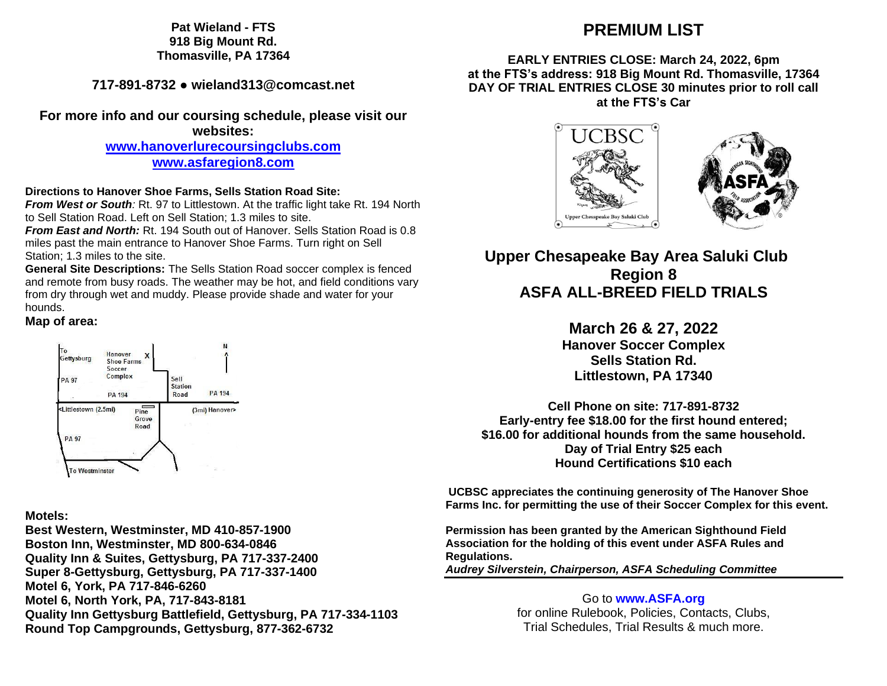**Pat Wieland - FTS**
**918 Big Mount Rd.**
**Thomasville, PA 17364**

**717-891-8732 ● wieland313@comcast.net**

**For more info and our coursing schedule, please visit our websites:**
**[www.hanoverlurecoursingclubs.com](http://www.hanoverlurecoursingclubs.com)**
**[www.asfaregion8.com](http://www.asfaregion8.com)**

**Directions to Hanover Shoe Farms, Sells Station Road Site:**
***From West or South:*** Rt. 97 to Littlestown. At the traffic light take Rt. 194 North to Sell Station Road. Left on Sell Station; 1.3 miles to site.
***From East and North:*** Rt. 194 South out of Hanover. Sells Station Road is 0.8 miles past the main entrance to Hanover Shoe Farms. Turn right on Sell Station; 1.3 miles to the site.
**General Site Descriptions:** The Sells Station Road soccer complex is fenced and remote from busy roads. The weather may be hot, and field conditions vary from dry through wet and muddy. Please provide shade and water for your hounds.

**Map of area:**

To Gettysburg, Hanover Shoe Farms Soccer Complex X, N, PA 97, Sell Station Road, PA 194, PA 194, <Littlestown (2.5mi), Pine Grove Road, (3mi) Hanover>, PA 97, To Westminster

**Motels:**
**Best Western, Westminster, MD 410-857-1900**
**Boston Inn, Westminster, MD 800-634-0846**
**Quality Inn & Suites, Gettysburg, PA 717-337-2400**
**Super 8-Gettysburg, Gettysburg, PA 717-337-1400**
**Motel 6, York, PA 717-846-6260**
**Motel 6, North York, PA, 717-843-8181**
**Quality Inn Gettysburg Battlefield, Gettysburg, PA 717-334-1103**
**Round Top Campgrounds, Gettysburg, 877-362-6732**

# PREMIUM LIST

**EARLY ENTRIES CLOSE: March 24, 2022, 6pm**
**at the FTS's address: 918 Big Mount Rd. Thomasville, 17364**
**DAY OF TRIAL ENTRIES CLOSE 30 minutes prior to roll call at the FTS's Car**

UCBSC
Upper Chesapeake Bay Saluki Club

ASFA
American Sighthound Field Association

## Upper Chesapeake Bay Area Saluki Club
## Region 8
## ASFA ALL-BREED FIELD TRIALS

### March 26 & 27, 2022
**Hanover Soccer Complex**
**Sells Station Rd.**
**Littlestown, PA 17340**

**Cell Phone on site: 717-891-8732**
**Early-entry fee $18.00 for the first hound entered;**
**$16.00 for additional hounds from the same household.**
**Day of Trial Entry $25 each**
**Hound Certifications $10 each**

**UCBSC appreciates the continuing generosity of The Hanover Shoe Farms Inc. for permitting the use of their Soccer Complex for this event.**

**Permission has been granted by the American Sighthound Field Association for the holding of this event under ASFA Rules and Regulations.**
***Audrey Silverstein, Chairperson, ASFA Scheduling Committee***

Go to **[www.ASFA.org](http://www.ASFA.org)**
for online Rulebook, Policies, Contacts, Clubs, Trial Schedules, Trial Results & much more.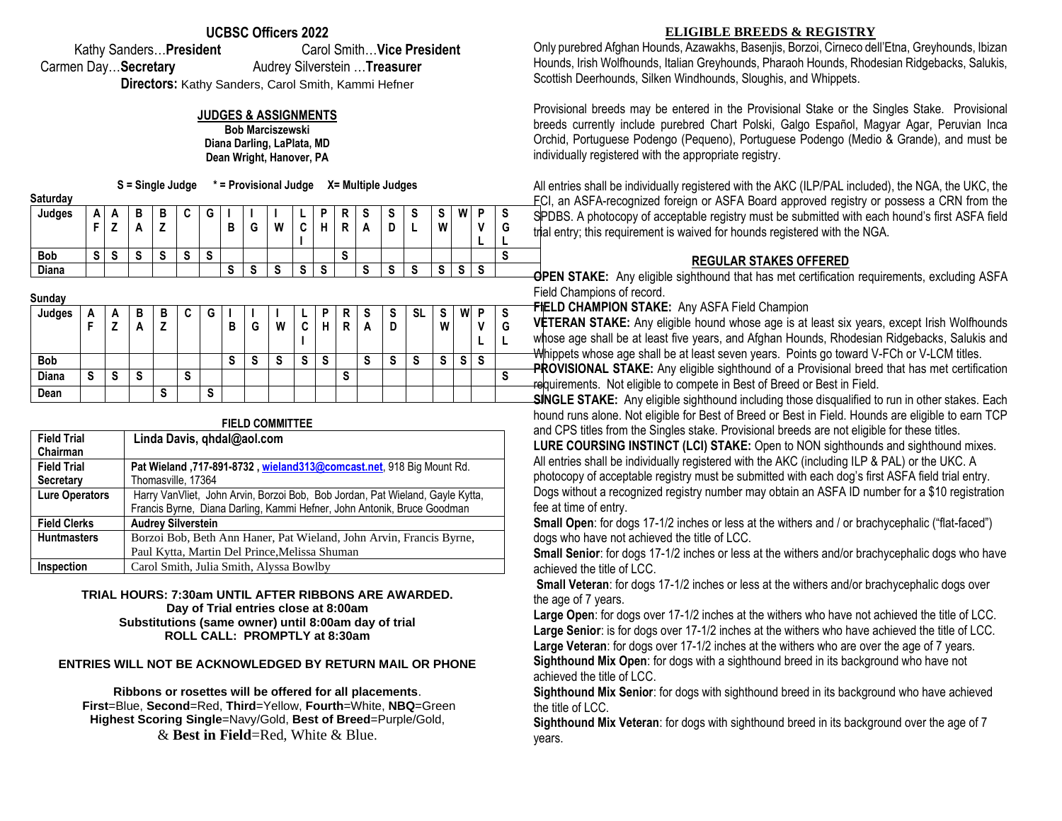## UCBSC Officers 2022

Kathy Sanders…**President** Carol Smith…**Vice President**
Carmen Day…**Secretary** Audrey Silverstein …**Treasurer**
**Directors:** Kathy Sanders, Carol Smith, Kammi Hefner

### JUDGES & ASSIGNMENTS

**Bob Marciszewski**
**Diana Darling, LaPlata, MD**
**Dean Wright, Hanover, PA**

**S = Single Judge  * = Provisional Judge  X= Multiple Judges**

**Saturday**

| Judges | AF | AZ | BA | BZ | C | G | IB | IG | IW | LCI | PH | RR | SA | SD | SL | SW | W | PVL | SGL |
|---|---|---|---|---|---|---|---|---|---|---|---|---|---|---|---|---|---|---|---|
| Bob | S | S | S | S | S | S | | | | | | S | | | | | | | S |
| Diana | | | | | | | S | S | S | S | S | | S | S | S | S | S | S | |

**Sunday**

| Judges | AF | AZ | BA | BZ | C | G | IB | IG | IW | LCI | PH | RR | SA | SD | SL | SW | W | PVL | SGL |
|---|---|---|---|---|---|---|---|---|---|---|---|---|---|---|---|---|---|---|---|
| Bob | | | | | | | S | S | S | S | S | | S | S | S | S | S | S | |
| Diana | S | S | S | | S | | | | | | | S | | | | | | | S |
| Dean | | | | S | | S | | | | | | | | | | | | | |

### FIELD COMMITTEE

| | |
|---|---|
| **Field Trial Chairman** | **Linda Davis, qhdal@aol.com** |
| **Field Trial Secretary** | **Pat Wieland ,717-891-8732 , wieland313@comcast.net**, 918 Big Mount Rd. Thomasville, 17364 |
| **Lure Operators** | Harry VanVliet, John Arvin, Borzoi Bob, Bob Jordan, Pat Wieland, Gayle Kytta, Francis Byrne, Diana Darling, Kammi Hefner, John Antonik, Bruce Goodman |
| **Field Clerks** | **Audrey Silverstein** |
| **Huntmasters** | Borzoi Bob, Beth Ann Haner, Pat Wieland, John Arvin, Francis Byrne, Paul Kytta, Martin Del Prince,Melissa Shuman |
| **Inspection** | Carol Smith, Julia Smith, Alyssa Bowlby |

**TRIAL HOURS: 7:30am UNTIL AFTER RIBBONS ARE AWARDED.**
**Day of Trial entries close at 8:00am**
**Substitutions (same owner) until 8:00am day of trial**
**ROLL CALL: PROMPTLY at 8:30am**

**ENTRIES WILL NOT BE ACKNOWLEDGED BY RETURN MAIL OR PHONE**

**Ribbons or rosettes will be offered for all placements**.
**First**=Blue, **Second**=Red, **Third**=Yellow, **Fourth**=White, **NBQ**=Green
**Highest Scoring Single**=Navy/Gold, **Best of Breed**=Purple/Gold,
& **Best in Field**=Red, White & Blue.

## ELIGIBLE BREEDS & REGISTRY

Only purebred Afghan Hounds, Azawakhs, Basenjis, Borzoi, Cirneco dell'Etna, Greyhounds, Ibizan Hounds, Irish Wolfhounds, Italian Greyhounds, Pharaoh Hounds, Rhodesian Ridgebacks, Salukis, Scottish Deerhounds, Silken Windhounds, Sloughis, and Whippets.

Provisional breeds may be entered in the Provisional Stake or the Singles Stake. Provisional breeds currently include purebred Chart Polski, Galgo Español, Magyar Agar, Peruvian Inca Orchid, Portuguese Podengo (Pequeno), Portuguese Podengo (Medio & Grande), and must be individually registered with the appropriate registry.

All entries shall be individually registered with the AKC (ILP/PAL included), the NGA, the UKC, the FCI, an ASFA-recognized foreign or ASFA Board approved registry or possess a CRN from the SPDBS. A photocopy of acceptable registry must be submitted with each hound's first ASFA field trial entry; this requirement is waived for hounds registered with the NGA.

### REGULAR STAKES OFFERED

**OPEN STAKE:** Any eligible sighthound that has met certification requirements, excluding ASFA Field Champions of record.
**FIELD CHAMPION STAKE:** Any ASFA Field Champion
**VETERAN STAKE:** Any eligible hound whose age is at least six years, except Irish Wolfhounds whose age shall be at least five years, and Afghan Hounds, Rhodesian Ridgebacks, Salukis and Whippets whose age shall be at least seven years. Points go toward V-FCh or V-LCM titles.
**PROVISIONAL STAKE:** Any eligible sighthound of a Provisional breed that has met certification requirements. Not eligible to compete in Best of Breed or Best in Field.
**SINGLE STAKE:** Any eligible sighthound including those disqualified to run in other stakes. Each hound runs alone. Not eligible for Best of Breed or Best in Field. Hounds are eligible to earn TCP and CPS titles from the Singles stake. Provisional breeds are not eligible for these titles.
**LURE COURSING INSTINCT (LCI) STAKE:** Open to NON sighthounds and sighthound mixes. All entries shall be individually registered with the AKC (including ILP & PAL) or the UKC. A photocopy of acceptable registry must be submitted with each dog's first ASFA field trial entry. Dogs without a recognized registry number may obtain an ASFA ID number for a $10 registration fee at time of entry.
**Small Open**: for dogs 17-1/2 inches or less at the withers and / or brachycephalic ("flat-faced") dogs who have not achieved the title of LCC.
**Small Senior**: for dogs 17-1/2 inches or less at the withers and/or brachycephalic dogs who have achieved the title of LCC.
**Small Veteran**: for dogs 17-1/2 inches or less at the withers and/or brachycephalic dogs over the age of 7 years.
**Large Open**: for dogs over 17-1/2 inches at the withers who have not achieved the title of LCC.
**Large Senior**: is for dogs over 17-1/2 inches at the withers who have achieved the title of LCC.
**Large Veteran**: for dogs over 17-1/2 inches at the withers who are over the age of 7 years.
**Sighthound Mix Open**: for dogs with a sighthound breed in its background who have not achieved the title of LCC.
**Sighthound Mix Senior**: for dogs with sighthound breed in its background who have achieved the title of LCC.
**Sighthound Mix Veteran**: for dogs with sighthound breed in its background over the age of 7 years.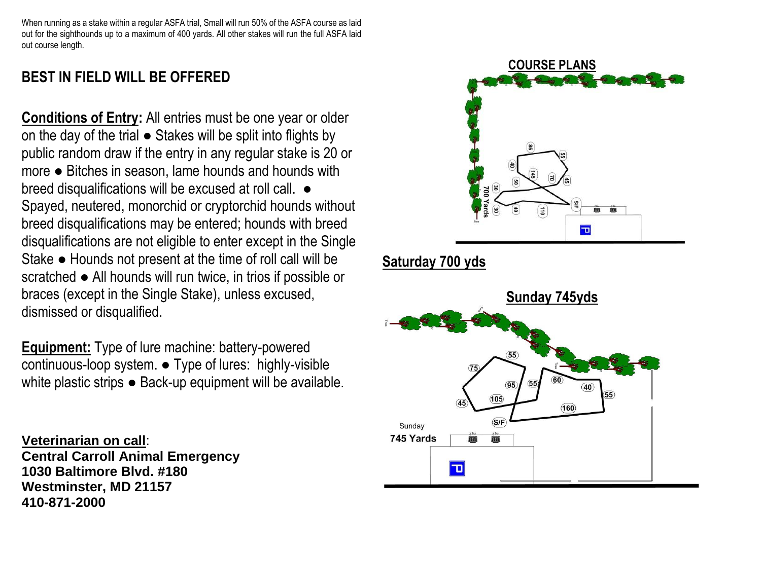When running as a stake within a regular ASFA trial, Small will run 50% of the ASFA course as laid out for the sighthounds up to a maximum of 400 yards. All other stakes will run the full ASFA laid out course length.

## BEST IN FIELD WILL BE OFFERED

**Conditions of Entry:** All entries must be one year or older on the day of the trial ● Stakes will be split into flights by public random draw if the entry in any regular stake is 20 or more ● Bitches in season, lame hounds and hounds with breed disqualifications will be excused at roll call. ● Spayed, neutered, monorchid or cryptorchid hounds without breed disqualifications may be entered; hounds with breed disqualifications are not eligible to enter except in the Single Stake ● Hounds not present at the time of roll call will be scratched ● All hounds will run twice, in trios if possible or braces (except in the Single Stake), unless excused, dismissed or disqualified.

**Equipment:** Type of lure machine: battery-powered continuous-loop system. ● Type of lures: highly-visible white plastic strips ● Back-up equipment will be available.

**Veterinarian on call**:
**Central Carroll Animal Emergency**
**1030 Baltimore Blvd. #180**
**Westminster, MD 21157**
**410-871-2000**

## COURSE PLANS

700 Yards

**Saturday 700 yds**

**Sunday 745yds**

Sunday
**745 Yards**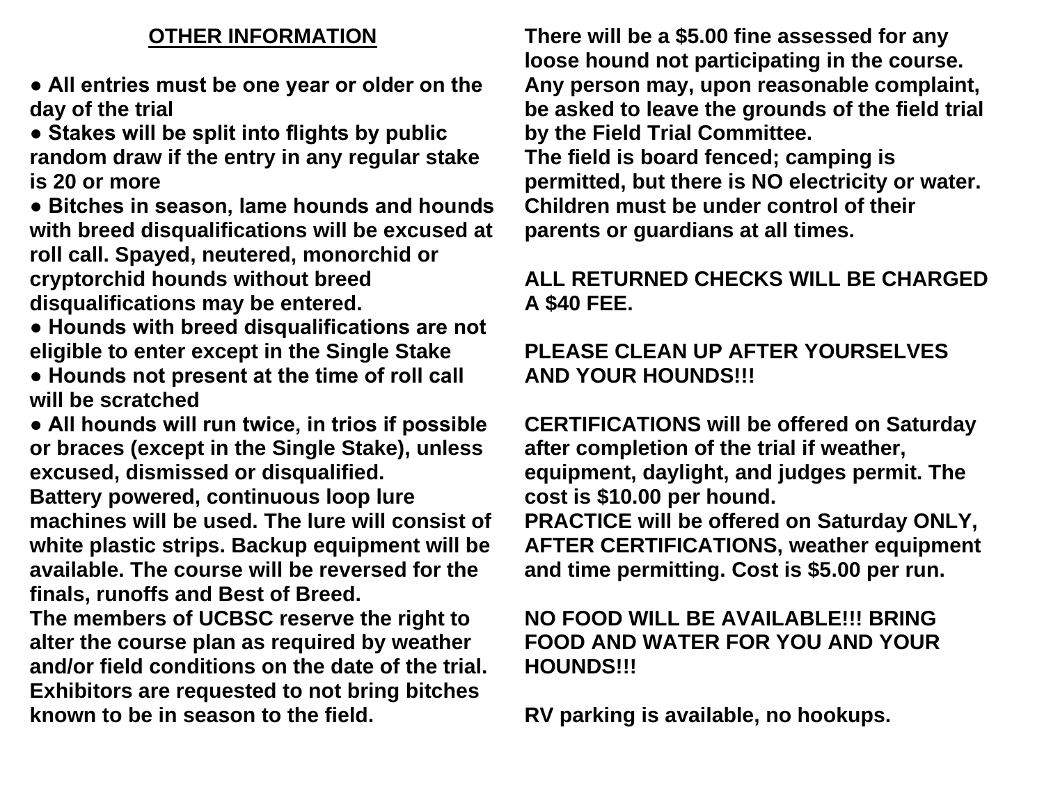## OTHER INFORMATION

- **All entries must be one year or older on the day of the trial**
- **Stakes will be split into flights by public random draw if the entry in any regular stake is 20 or more**
- **Bitches in season, lame hounds and hounds with breed disqualifications will be excused at roll call. Spayed, neutered, monorchid or cryptorchid hounds without breed disqualifications may be entered.**
- **Hounds with breed disqualifications are not eligible to enter except in the Single Stake**
- **Hounds not present at the time of roll call will be scratched**
- **All hounds will run twice, in trios if possible or braces (except in the Single Stake), unless excused, dismissed or disqualified.**

**Battery powered, continuous loop lure machines will be used. The lure will consist of white plastic strips. Backup equipment will be available. The course will be reversed for the finals, runoffs and Best of Breed.**

**The members of UCBSC reserve the right to alter the course plan as required by weather and/or field conditions on the date of the trial. Exhibitors are requested to not bring bitches known to be in season to the field.**

**There will be a $5.00 fine assessed for any loose hound not participating in the course. Any person may, upon reasonable complaint, be asked to leave the grounds of the field trial by the Field Trial Committee.**

**The field is board fenced; camping is permitted, but there is NO electricity or water. Children must be under control of their parents or guardians at all times.**

**ALL RETURNED CHECKS WILL BE CHARGED A $40 FEE.**

**PLEASE CLEAN UP AFTER YOURSELVES AND YOUR HOUNDS!!!**

**CERTIFICATIONS will be offered on Saturday after completion of the trial if weather, equipment, daylight, and judges permit. The cost is $10.00 per hound.**

**PRACTICE will be offered on Saturday ONLY, AFTER CERTIFICATIONS, weather equipment and time permitting. Cost is $5.00 per run.**

**NO FOOD WILL BE AVAILABLE!!! BRING FOOD AND WATER FOR YOU AND YOUR HOUNDS!!!**

**RV parking is available, no hookups.**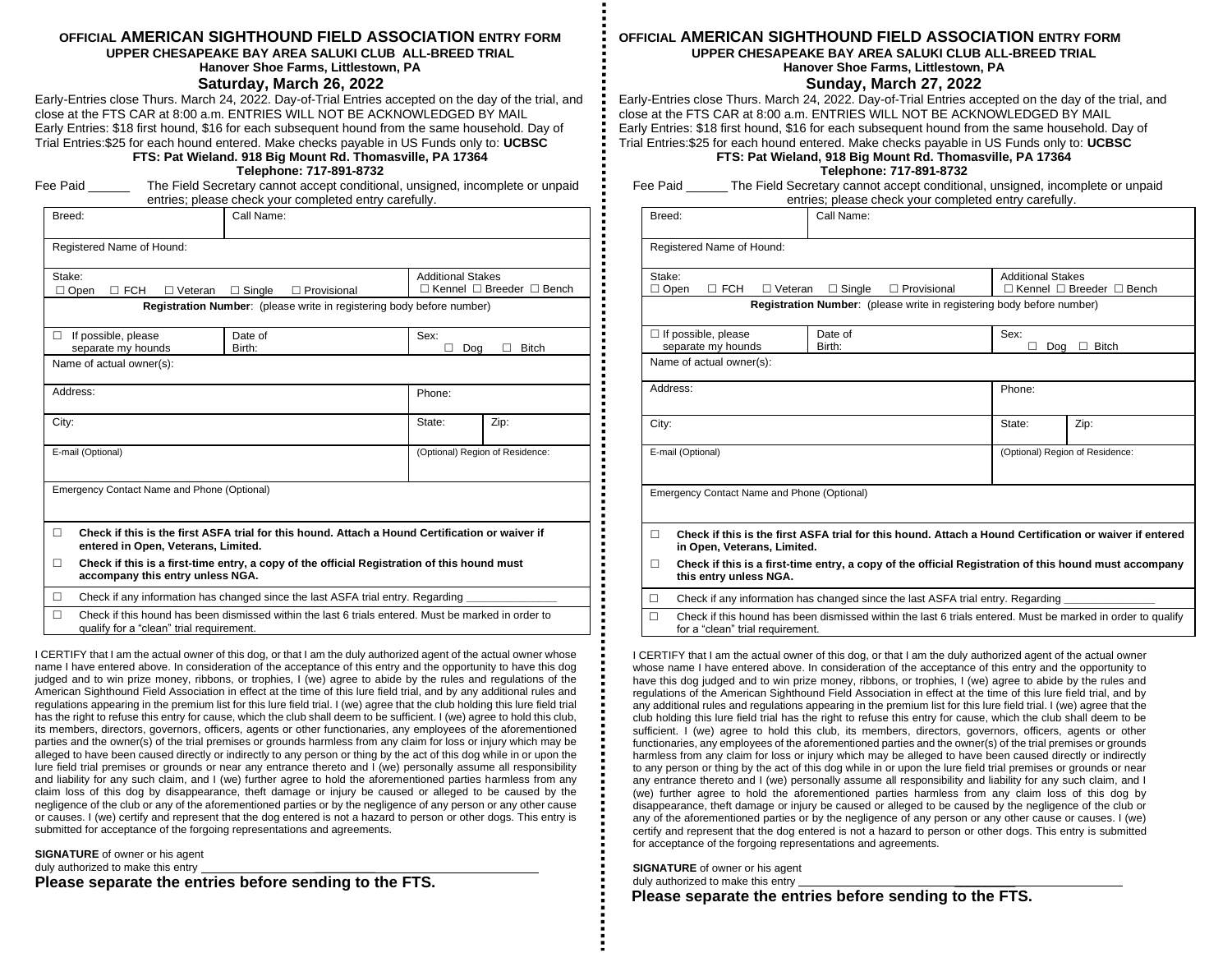OFFICIAL **AMERICAN SIGHTHOUND FIELD ASSOCIATION** ENTRY FORM

**UPPER CHESAPEAKE BAY AREA SALUKI CLUB ALL-BREED TRIAL**

**Hanover Shoe Farms, Littlestown, PA**

## Saturday, March 26, 2022

Early-Entries close Thurs. March 24, 2022. Day-of-Trial Entries accepted on the day of the trial, and close at the FTS CAR at 8:00 a.m. ENTRIES WILL NOT BE ACKNOWLEDGED BY MAIL
Early Entries: $18 first hound, $16 for each subsequent hound from the same household. Day of Trial Entries:$25 for each hound entered. Make checks payable in US Funds only to: **UCBSC**

**FTS: Pat Wieland. 918 Big Mount Rd. Thomasville, PA 17364**

**Telephone: 717-891-8732**

Fee Paid ______ The Field Secretary cannot accept conditional, unsigned, incomplete or unpaid entries; please check your completed entry carefully.

| Breed: | Call Name: | | |
|---|---|---|---|
| Registered Name of Hound: | | | |
| Stake: ☐ Open ☐ FCH ☐ Veteran ☐ Single ☐ Provisional | | Additional Stakes ☐ Kennel ☐ Breeder ☐ Bench | |
| **Registration Number**: (please write in registering body before number) | | | |
| ☐ If possible, please separate my hounds | Date of Birth: | Sex: ☐ Dog ☐ Bitch | |
| Name of actual owner(s): | | | |
| Address: | | Phone: | |
| City: | | State: | Zip: |
| E-mail (Optional) | | (Optional) Region of Residence: | |
| Emergency Contact Name and Phone (Optional) | | | |

☐ **Check if this is the first ASFA trial for this hound. Attach a Hound Certification or waiver if entered in Open, Veterans, Limited.**

☐ **Check if this is a first-time entry, a copy of the official Registration of this hound must accompany this entry unless NGA.**

☐ Check if any information has changed since the last ASFA trial entry. Regarding _______________

☐ Check if this hound has been dismissed within the last 6 trials entered. Must be marked in order to qualify for a "clean" trial requirement.

I CERTIFY that I am the actual owner of this dog, or that I am the duly authorized agent of the actual owner whose name I have entered above. In consideration of the acceptance of this entry and the opportunity to have this dog judged and to win prize money, ribbons, or trophies, I (we) agree to abide by the rules and regulations of the American Sighthound Field Association in effect at the time of this lure field trial, and by any additional rules and regulations appearing in the premium list for this lure field trial. I (we) agree that the club holding this lure field trial has the right to refuse this entry for cause, which the club shall deem to be sufficient. I (we) agree to hold this club, its members, directors, governors, officers, agents or other functionaries, any employees of the aforementioned parties and the owner(s) of the trial premises or grounds harmless from any claim for loss or injury which may be alleged to have been caused directly or indirectly to any person or thing by the act of this dog while in or upon the lure field trial premises or grounds or near any entrance thereto and I (we) personally assume all responsibility and liability for any such claim, and I (we) further agree to hold the aforementioned parties harmless from any claim loss of this dog by disappearance, theft damage or injury be caused or alleged to be caused by the negligence of the club or any of the aforementioned parties or by the negligence of any person or any other cause or causes. I (we) certify and represent that the dog entered is not a hazard to person or other dogs. This entry is submitted for acceptance of the forgoing representations and agreements.

**SIGNATURE** of owner or his agent
duly authorized to make this entry ______________________________________________

**Please separate the entries before sending to the FTS.**

---

OFFICIAL **AMERICAN SIGHTHOUND FIELD ASSOCIATION** ENTRY FORM

**UPPER CHESAPEAKE BAY AREA SALUKI CLUB ALL-BREED TRIAL**

**Hanover Shoe Farms, Littlestown, PA**

## Sunday, March 27, 2022

Early-Entries close Thurs. March 24, 2022. Day-of-Trial Entries accepted on the day of the trial, and close at the FTS CAR at 8:00 a.m. ENTRIES WILL NOT BE ACKNOWLEDGED BY MAIL
Early Entries: $18 first hound, $16 for each subsequent hound from the same household. Day of Trial Entries:$25 for each hound entered. Make checks payable in US Funds only to: **UCBSC**

**FTS: Pat Wieland, 918 Big Mount Rd. Thomasville, PA 17364**

**Telephone: 717-891-8732**

Fee Paid ______ The Field Secretary cannot accept conditional, unsigned, incomplete or unpaid entries; please check your completed entry carefully.

| Breed: | Call Name: | | |
|---|---|---|---|
| Registered Name of Hound: | | | |
| Stake: ☐ Open ☐ FCH ☐ Veteran ☐ Single ☐ Provisional | | Additional Stakes ☐ Kennel ☐ Breeder ☐ Bench | |
| **Registration Number**: (please write in registering body before number) | | | |
| ☐ If possible, please separate my hounds | Date of Birth: | Sex: ☐ Dog ☐ Bitch | |
| Name of actual owner(s): | | | |
| Address: | | Phone: | |
| City: | | State: | Zip: |
| E-mail (Optional) | | (Optional) Region of Residence: | |
| Emergency Contact Name and Phone (Optional) | | | |

☐ **Check if this is the first ASFA trial for this hound. Attach a Hound Certification or waiver if entered in Open, Veterans, Limited.**

☐ **Check if this is a first-time entry, a copy of the official Registration of this hound must accompany this entry unless NGA.**

☐ Check if any information has changed since the last ASFA trial entry. Regarding _______________

☐ Check if this hound has been dismissed within the last 6 trials entered. Must be marked in order to qualify for a "clean" trial requirement.

I CERTIFY that I am the actual owner of this dog, or that I am the duly authorized agent of the actual owner whose name I have entered above. In consideration of the acceptance of this entry and the opportunity to have this dog judged and to win prize money, ribbons, or trophies, I (we) agree to abide by the rules and regulations of the American Sighthound Field Association in effect at the time of this lure field trial, and by any additional rules and regulations appearing in the premium list for this lure field trial. I (we) agree that the club holding this lure field trial has the right to refuse this entry for cause, which the club shall deem to be sufficient. I (we) agree to hold this club, its members, directors, governors, officers, agents or other functionaries, any employees of the aforementioned parties and the owner(s) of the trial premises or grounds harmless from any claim for loss or injury which may be alleged to have been caused directly or indirectly to any person or thing by the act of this dog while in or upon the lure field trial premises or grounds or near any entrance thereto and I (we) personally assume all responsibility and liability for any such claim, and I (we) further agree to hold the aforementioned parties harmless from any claim loss of this dog by disappearance, theft damage or injury be caused or alleged to be caused by the negligence of the club or any of the aforementioned parties or by the negligence of any person or any other cause or causes. I (we) certify and represent that the dog entered is not a hazard to person or other dogs. This entry is submitted for acceptance of the forgoing representations and agreements.

**SIGNATURE** of owner or his agent
duly authorized to make this entry ______________________________________________

**Please separate the entries before sending to the FTS.**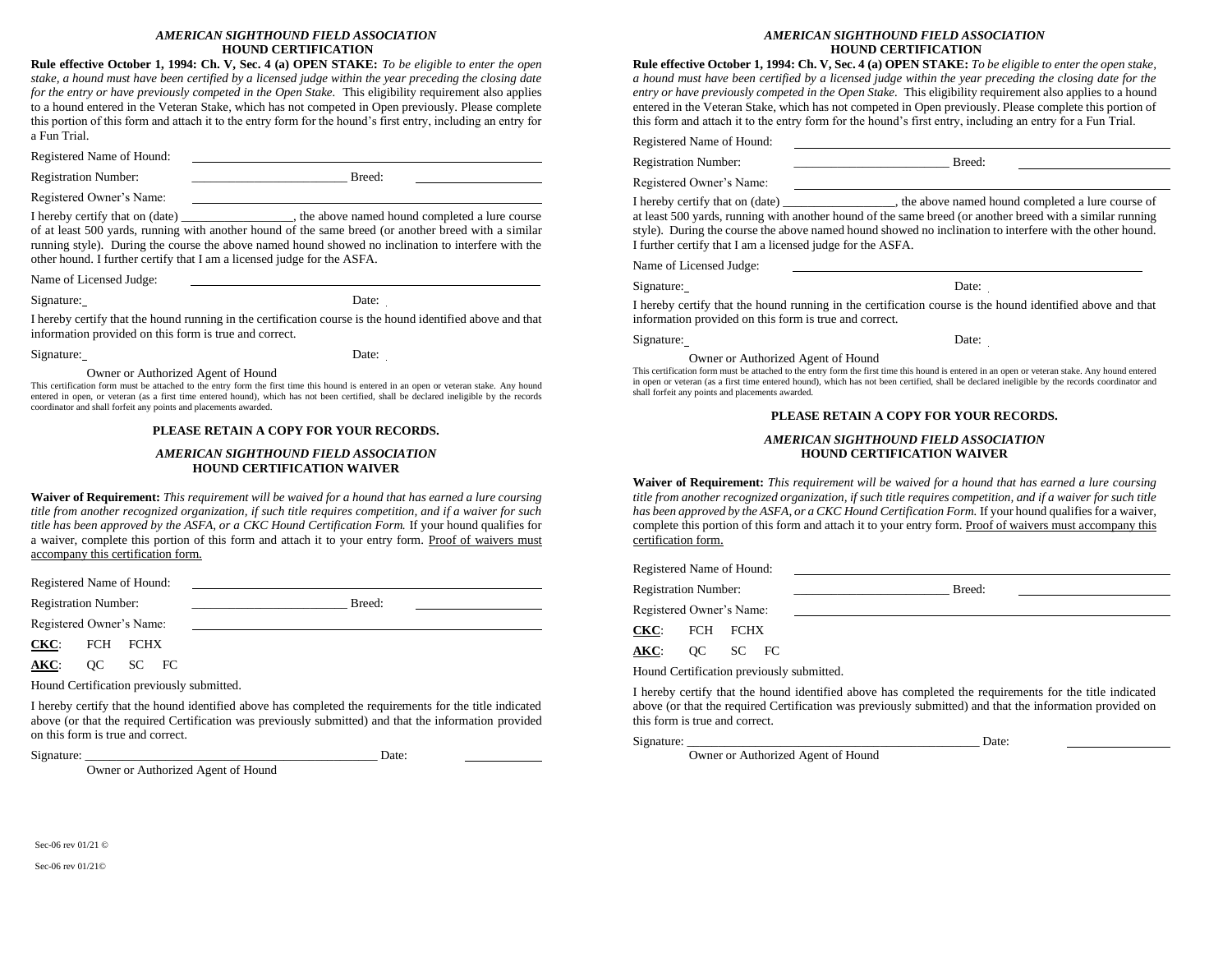*AMERICAN SIGHTHOUND FIELD ASSOCIATION*
**HOUND CERTIFICATION**

**Rule effective October 1, 1994: Ch. V, Sec. 4 (a) OPEN STAKE:** *To be eligible to enter the open stake, a hound must have been certified by a licensed judge within the year preceding the closing date for the entry or have previously competed in the Open Stake.* This eligibility requirement also applies to a hound entered in the Veteran Stake, which has not competed in Open previously. Please complete this portion of this form and attach it to the entry form for the hound's first entry, including an entry for a Fun Trial.

Registered Name of Hound: ______________________________

Registration Number: ________________________ Breed: ____________________

Registered Owner's Name: ______________________________

I hereby certify that on (date) _________________, the above named hound completed a lure course of at least 500 yards, running with another hound of the same breed (or another breed with a similar running style). During the course the above named hound showed no inclination to interfere with the other hound. I further certify that I am a licensed judge for the ASFA.

Name of Licensed Judge: ______________________________

Signature: Date:

I hereby certify that the hound running in the certification course is the hound identified above and that information provided on this form is true and correct.

Signature: Date:

Owner or Authorized Agent of Hound

This certification form must be attached to the entry form the first time this hound is entered in an open or veteran stake. Any hound entered in open, or veteran (as a first time entered hound), which has not been certified, shall be declared ineligible by the records coordinator and shall forfeit any points and placements awarded.

**PLEASE RETAIN A COPY FOR YOUR RECORDS.**

*AMERICAN SIGHTHOUND FIELD ASSOCIATION*
**HOUND CERTIFICATION WAIVER**

**Waiver of Requirement:** *This requirement will be waived for a hound that has earned a lure coursing title from another recognized organization, if such title requires competition, and if a waiver for such title has been approved by the ASFA, or a CKC Hound Certification Form.* If your hound qualifies for a waiver, complete this portion of this form and attach it to your entry form. Proof of waivers must accompany this certification form.

Registered Name of Hound: ______________________________

Registration Number: ________________________ Breed: ____________________

Registered Owner's Name: ______________________________

**CKC**: FCH FCHX

**AKC**: QC SC FC

Hound Certification previously submitted.

I hereby certify that the hound identified above has completed the requirements for the title indicated above (or that the required Certification was previously submitted) and that the information provided on this form is true and correct.

Signature: _______________________________________________ Date: ____________

Owner or Authorized Agent of Hound

*AMERICAN SIGHTHOUND FIELD ASSOCIATION*
**HOUND CERTIFICATION**

**Rule effective October 1, 1994: Ch. V, Sec. 4 (a) OPEN STAKE:** *To be eligible to enter the open stake, a hound must have been certified by a licensed judge within the year preceding the closing date for the entry or have previously competed in the Open Stake.* This eligibility requirement also applies to a hound entered in the Veteran Stake, which has not competed in Open previously. Please complete this portion of this form and attach it to the entry form for the hound's first entry, including an entry for a Fun Trial.

Registered Name of Hound: ______________________________

Registration Number: ________________________ Breed: ____________________

Registered Owner's Name: ______________________________

I hereby certify that on (date) _________________, the above named hound completed a lure course of at least 500 yards, running with another hound of the same breed (or another breed with a similar running style). During the course the above named hound showed no inclination to interfere with the other hound. I further certify that I am a licensed judge for the ASFA.

Name of Licensed Judge: ______________________________

Signature: Date:

I hereby certify that the hound running in the certification course is the hound identified above and that information provided on this form is true and correct.

Signature: Date:

Owner or Authorized Agent of Hound

This certification form must be attached to the entry form the first time this hound is entered in an open or veteran stake. Any hound entered in open or veteran (as a first time entered hound), which has not been certified, shall be declared ineligible by the records coordinator and shall forfeit any points and placements awarded.

**PLEASE RETAIN A COPY FOR YOUR RECORDS.**

*AMERICAN SIGHTHOUND FIELD ASSOCIATION*
**HOUND CERTIFICATION WAIVER**

**Waiver of Requirement:** *This requirement will be waived for a hound that has earned a lure coursing title from another recognized organization, if such title requires competition, and if a waiver for such title has been approved by the ASFA, or a CKC Hound Certification Form.* If your hound qualifies for a waiver, complete this portion of this form and attach it to your entry form. Proof of waivers must accompany this certification form.

Registered Name of Hound: ______________________________

Registration Number: ________________________ Breed: ____________________

Registered Owner's Name: ______________________________

**CKC**: FCH FCHX

**AKC**: QC SC FC

Hound Certification previously submitted.

I hereby certify that the hound identified above has completed the requirements for the title indicated above (or that the required Certification was previously submitted) and that the information provided on this form is true and correct.

Signature: _______________________________________________ Date: ____________

Owner or Authorized Agent of Hound

Sec-06 rev 01/21 ©

Sec-06 rev 01/21©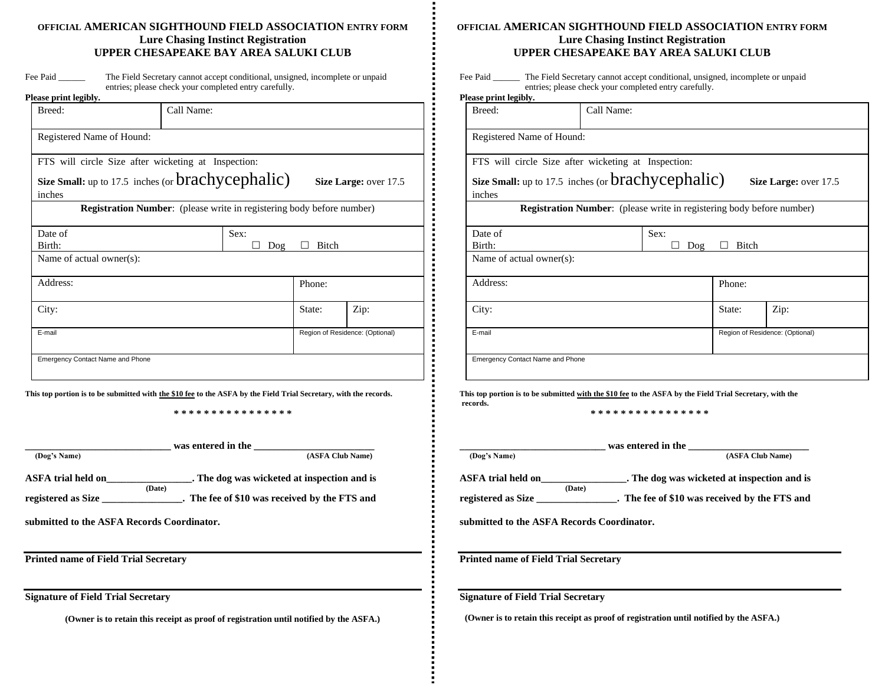**OFFICIAL AMERICAN SIGHTHOUND FIELD ASSOCIATION ENTRY FORM**
**Lure Chasing Instinct Registration**
**UPPER CHESAPEAKE BAY AREA SALUKI CLUB**

Fee Paid ______ The Field Secretary cannot accept conditional, unsigned, incomplete or unpaid entries; please check your completed entry carefully.

**Please print legibly.**

| Breed: | Call Name: | | |
|---|---|---|---|
| Registered Name of Hound: | | | |
| FTS will circle Size after wicketing at Inspection: **Size Small:** up to 17.5 inches (or brachycephalic) **Size Large:** over 17.5 inches | | | |
| **Registration Number**: (please write in registering body before number) | | | |
| Date of Birth: | Sex: ☐ Dog ☐ Bitch | | |
| Name of actual owner(s): | | | |
| Address: | | Phone: | |
| City: | | State: | Zip: |
| E-mail | | Region of Residence: (Optional) | |
| Emergency Contact Name and Phone | | | |

**This top portion is to be submitted with the $10 fee to the ASFA by the Field Trial Secretary, with the records.**

**\* \* \* \* \* \* \* \* \* \* \* \* \* \* \* \***

**____________________________ was entered in the _______________________**
**(Dog's Name) (ASFA Club Name)**

**ASFA trial held on_________________. The dog was wicketed at inspection and is**
**(Date)**
**registered as Size ________________. The fee of $10 was received by the FTS and**

**submitted to the ASFA Records Coordinator.**

**Printed name of Field Trial Secretary**

**Signature of Field Trial Secretary**

**(Owner is to retain this receipt as proof of registration until notified by the ASFA.)**

---

**OFFICIAL AMERICAN SIGHTHOUND FIELD ASSOCIATION ENTRY FORM**
**Lure Chasing Instinct Registration**
**UPPER CHESAPEAKE BAY AREA SALUKI CLUB**

Fee Paid ______ The Field Secretary cannot accept conditional, unsigned, incomplete or unpaid entries; please check your completed entry carefully.

**Please print legibly.**

| Breed: | Call Name: | | |
|---|---|---|---|
| Registered Name of Hound: | | | |
| FTS will circle Size after wicketing at Inspection: **Size Small:** up to 17.5 inches (or brachycephalic) **Size Large:** over 17.5 inches | | | |
| **Registration Number**: (please write in registering body before number) | | | |
| Date of Birth: | Sex: ☐ Dog ☐ Bitch | | |
| Name of actual owner(s): | | | |
| Address: | | Phone: | |
| City: | | State: | Zip: |
| E-mail | | Region of Residence: (Optional) | |
| Emergency Contact Name and Phone | | | |

**This top portion is to be submitted with the $10 fee to the ASFA by the Field Trial Secretary, with the records.**

**\* \* \* \* \* \* \* \* \* \* \* \* \* \* \* \***

**____________________________ was entered in the _______________________**
**(Dog's Name) (ASFA Club Name)**

**ASFA trial held on_________________. The dog was wicketed at inspection and is**
**(Date)**
**registered as Size ________________. The fee of $10 was received by the FTS and**

**submitted to the ASFA Records Coordinator.**

**Printed name of Field Trial Secretary**

**Signature of Field Trial Secretary**

**(Owner is to retain this receipt as proof of registration until notified by the ASFA.)**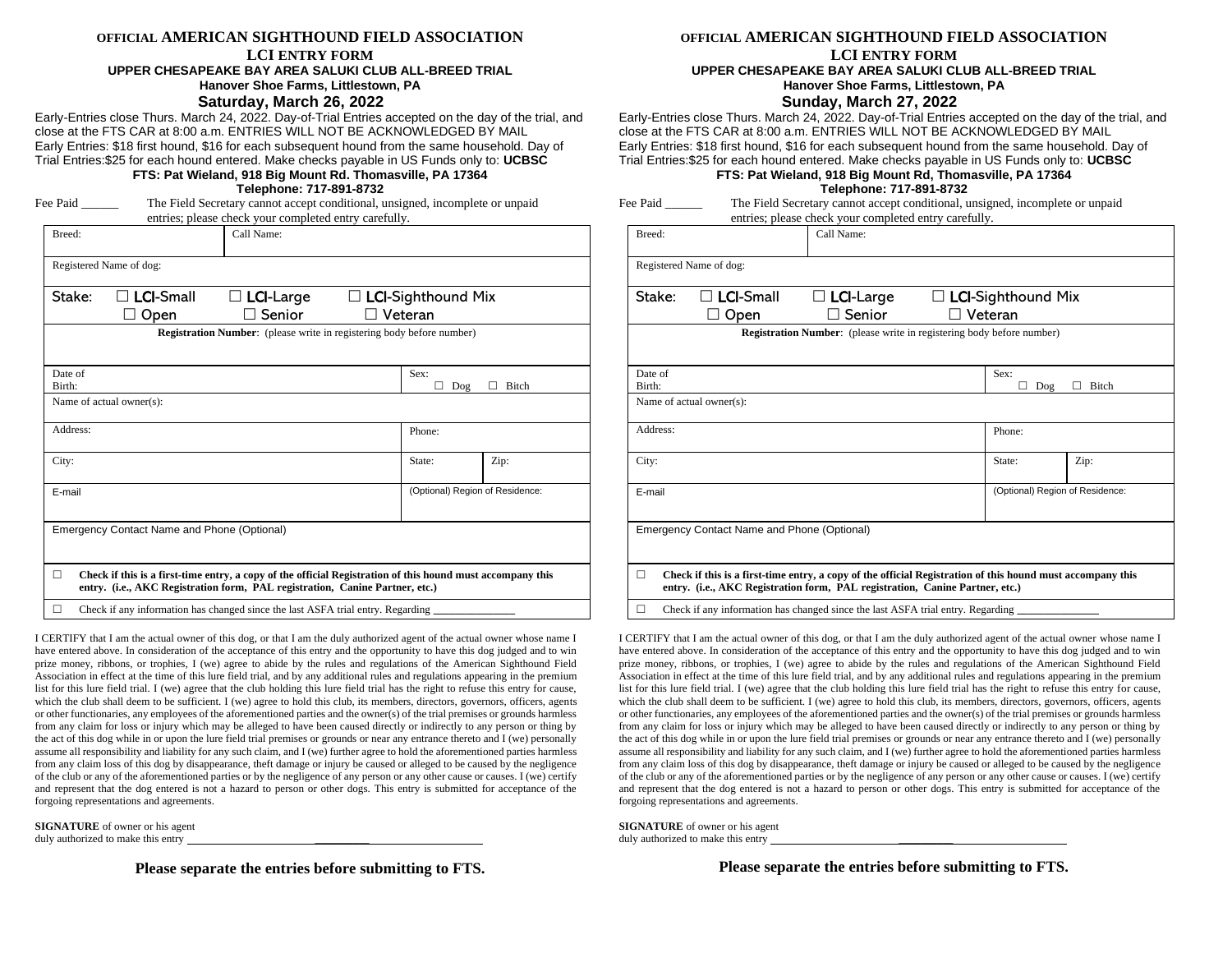# OFFICIAL AMERICAN SIGHTHOUND FIELD ASSOCIATION

## LCI ENTRY FORM

**UPPER CHESAPEAKE BAY AREA SALUKI CLUB ALL-BREED TRIAL**

**Hanover Shoe Farms, Littlestown, PA**

**Saturday, March 26, 2022**

Early-Entries close Thurs. March 24, 2022. Day-of-Trial Entries accepted on the day of the trial, and close at the FTS CAR at 8:00 a.m. ENTRIES WILL NOT BE ACKNOWLEDGED BY MAIL
Early Entries: $18 first hound, $16 for each subsequent hound from the same household. Day of Trial Entries:$25 for each hound entered. Make checks payable in US Funds only to: **UCBSC**

**FTS: Pat Wieland, 918 Big Mount Rd. Thomasville, PA 17364**

**Telephone: 717-891-8732**

Fee Paid ______ The Field Secretary cannot accept conditional, unsigned, incomplete or unpaid entries; please check your completed entry carefully.

| Breed: | Call Name: | |
|---|---|---|
| Registered Name of dog: | | |
| Stake: ☐ LCI-Small ☐ LCI-Large ☐ LCI-Sighthound Mix ☐ Open ☐ Senior ☐ Veteran | | |
| **Registration Number**: (please write in registering body before number) | | |
| Date of Birth: | Sex: ☐ Dog ☐ Bitch | |
| Name of actual owner(s): | | |
| Address: | Phone: | |
| City: | State: | Zip: |
| E-mail | (Optional) Region of Residence: | |
| Emergency Contact Name and Phone (Optional) | | |
| ☐ **Check if this is a first-time entry, a copy of the official Registration of this hound must accompany this entry. (i.e., AKC Registration form, PAL registration, Canine Partner, etc.)** | | |
| ☐ Check if any information has changed since the last ASFA trial entry. Regarding ______________ | | |

I CERTIFY that I am the actual owner of this dog, or that I am the duly authorized agent of the actual owner whose name I have entered above. In consideration of the acceptance of this entry and the opportunity to have this dog judged and to win prize money, ribbons, or trophies, I (we) agree to abide by the rules and regulations of the American Sighthound Field Association in effect at the time of this lure field trial, and by any additional rules and regulations appearing in the premium list for this lure field trial. I (we) agree that the club holding this lure field trial has the right to refuse this entry for cause, which the club shall deem to be sufficient. I (we) agree to hold this club, its members, directors, governors, officers, agents or other functionaries, any employees of the aforementioned parties and the owner(s) of the trial premises or grounds harmless from any claim for loss or injury which may be alleged to have been caused directly or indirectly to any person or thing by the act of this dog while in or upon the lure field trial premises or grounds or near any entrance thereto and I (we) personally assume all responsibility and liability for any such claim, and I (we) further agree to hold the aforementioned parties harmless from any claim loss of this dog by disappearance, theft damage or injury be caused or alleged to be caused by the negligence of the club or any of the aforementioned parties or by the negligence of any person or any other cause or causes. I (we) certify and represent that the dog entered is not a hazard to person or other dogs. This entry is submitted for acceptance of the forgoing representations and agreements.

**SIGNATURE** of owner or his agent duly authorized to make this entry ______________________________

**Please separate the entries before submitting to FTS.**

# OFFICIAL AMERICAN SIGHTHOUND FIELD ASSOCIATION

## LCI ENTRY FORM

**UPPER CHESAPEAKE BAY AREA SALUKI CLUB ALL-BREED TRIAL**

**Hanover Shoe Farms, Littlestown, PA**

**Sunday, March 27, 2022**

Early-Entries close Thurs. March 24, 2022. Day-of-Trial Entries accepted on the day of the trial, and close at the FTS CAR at 8:00 a.m. ENTRIES WILL NOT BE ACKNOWLEDGED BY MAIL
Early Entries: $18 first hound, $16 for each subsequent hound from the same household. Day of Trial Entries:$25 for each hound entered. Make checks payable in US Funds only to: **UCBSC**

**FTS: Pat Wieland, 918 Big Mount Rd, Thomasville, PA 17364**

**Telephone: 717-891-8732**

Fee Paid ______ The Field Secretary cannot accept conditional, unsigned, incomplete or unpaid entries; please check your completed entry carefully.

| Breed: | Call Name: | |
|---|---|---|
| Registered Name of dog: | | |
| Stake: ☐ LCI-Small ☐ LCI-Large ☐ LCI-Sighthound Mix ☐ Open ☐ Senior ☐ Veteran | | |
| **Registration Number**: (please write in registering body before number) | | |
| Date of Birth: | Sex: ☐ Dog ☐ Bitch | |
| Name of actual owner(s): | | |
| Address: | Phone: | |
| City: | State: | Zip: |
| E-mail | (Optional) Region of Residence: | |
| Emergency Contact Name and Phone (Optional) | | |
| ☐ **Check if this is a first-time entry, a copy of the official Registration of this hound must accompany this entry. (i.e., AKC Registration form, PAL registration, Canine Partner, etc.)** | | |
| ☐ Check if any information has changed since the last ASFA trial entry. Regarding ______________ | | |

I CERTIFY that I am the actual owner of this dog, or that I am the duly authorized agent of the actual owner whose name I have entered above. In consideration of the acceptance of this entry and the opportunity to have this dog judged and to win prize money, ribbons, or trophies, I (we) agree to abide by the rules and regulations of the American Sighthound Field Association in effect at the time of this lure field trial, and by any additional rules and regulations appearing in the premium list for this lure field trial. I (we) agree that the club holding this lure field trial has the right to refuse this entry for cause, which the club shall deem to be sufficient. I (we) agree to hold this club, its members, directors, governors, officers, agents or other functionaries, any employees of the aforementioned parties and the owner(s) of the trial premises or grounds harmless from any claim for loss or injury which may be alleged to have been caused directly or indirectly to any person or thing by the act of this dog while in or upon the lure field trial premises or grounds or near any entrance thereto and I (we) personally assume all responsibility and liability for any such claim, and I (we) further agree to hold the aforementioned parties harmless from any claim loss of this dog by disappearance, theft damage or injury be caused or alleged to be caused by the negligence of the club or any of the aforementioned parties or by the negligence of any person or any other cause or causes. I (we) certify and represent that the dog entered is not a hazard to person or other dogs. This entry is submitted for acceptance of the forgoing representations and agreements.

**SIGNATURE** of owner or his agent duly authorized to make this entry ______________________________

**Please separate the entries before submitting to FTS.**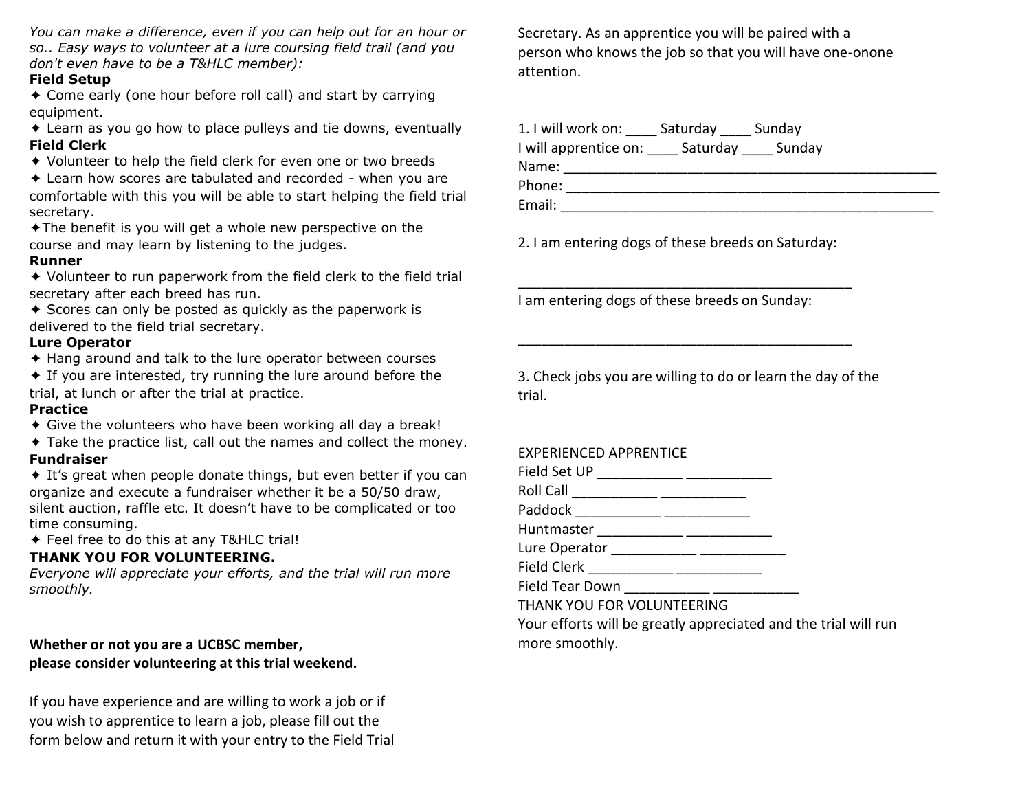*You can make a difference, even if you can help out for an hour or so.. Easy ways to volunteer at a lure coursing field trail (and you don't even have to be a T&HLC member):*

**Field Setup**

✦ Come early (one hour before roll call) and start by carrying equipment.

✦ Learn as you go how to place pulleys and tie downs, eventually

**Field Clerk**

✦ Volunteer to help the field clerk for even one or two breeds

✦ Learn how scores are tabulated and recorded - when you are comfortable with this you will be able to start helping the field trial secretary.

✦The benefit is you will get a whole new perspective on the course and may learn by listening to the judges.

**Runner**

✦ Volunteer to run paperwork from the field clerk to the field trial secretary after each breed has run.

✦ Scores can only be posted as quickly as the paperwork is delivered to the field trial secretary.

**Lure Operator**

✦ Hang around and talk to the lure operator between courses

✦ If you are interested, try running the lure around before the trial, at lunch or after the trial at practice.

**Practice**

✦ Give the volunteers who have been working all day a break!

✦ Take the practice list, call out the names and collect the money.

**Fundraiser**

✦ It's great when people donate things, but even better if you can organize and execute a fundraiser whether it be a 50/50 draw, silent auction, raffle etc. It doesn't have to be complicated or too time consuming.

✦ Feel free to do this at any T&HLC trial!

**THANK YOU FOR VOLUNTEERING.**

*Everyone will appreciate your efforts, and the trial will run more smoothly.*

**Whether or not you are a UCBSC member, please consider volunteering at this trial weekend.**

If you have experience and are willing to work a job or if you wish to apprentice to learn a job, please fill out the form below and return it with your entry to the Field Trial Secretary. As an apprentice you will be paired with a person who knows the job so that you will have one-onone attention.

1. I will work on: ____ Saturday ____ Sunday
I will apprentice on: ____ Saturday ____ Sunday
Name: _______________________________________________
Phone: _______________________________________________
Email: _______________________________________________

2. I am entering dogs of these breeds on Saturday:

_____________________________________________

I am entering dogs of these breeds on Sunday:

_____________________________________________

3. Check jobs you are willing to do or learn the day of the trial.

EXPERIENCED APPRENTICE
Field Set UP ___________ ___________
Roll Call ___________ ___________
Paddock ___________ ___________
Huntmaster ___________ ___________
Lure Operator ___________ ___________
Field Clerk ___________ ___________
Field Tear Down ___________ ___________

THANK YOU FOR VOLUNTEERING

Your efforts will be greatly appreciated and the trial will run more smoothly.